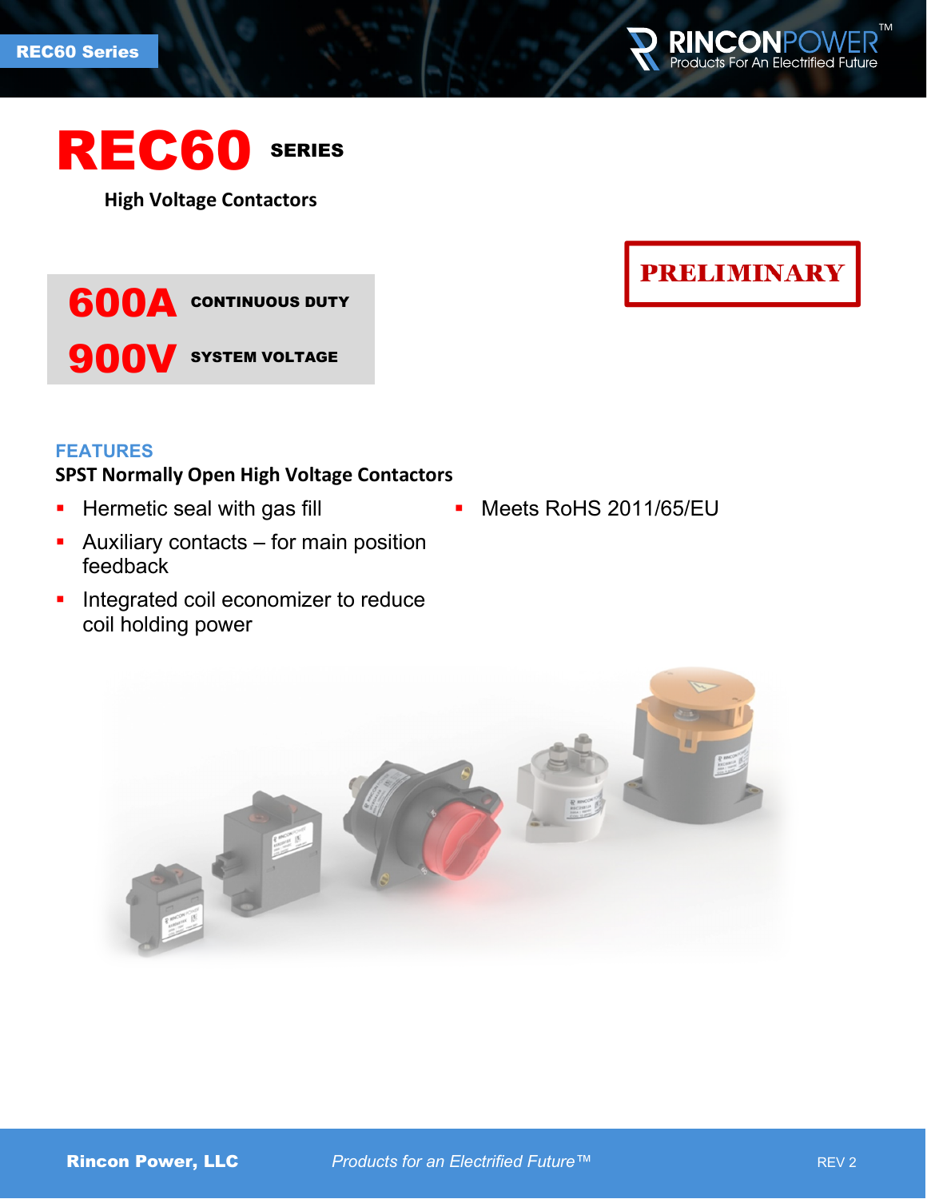# REC60 SERIES

**High Voltage Contactors**

**PRELIMINARY**

**600A** CONTINUOUS DUTY

**900V** SYSTEM VOLTAGE

## FEATURES

**SPST Normally Open High Voltage Contactors**

- Hermetic seal with gas fill
- Auxiliary contacts – for main position feedback
- Integrated coil economizer to reduce coil holding power
- Meets RoHS 2011/65/EU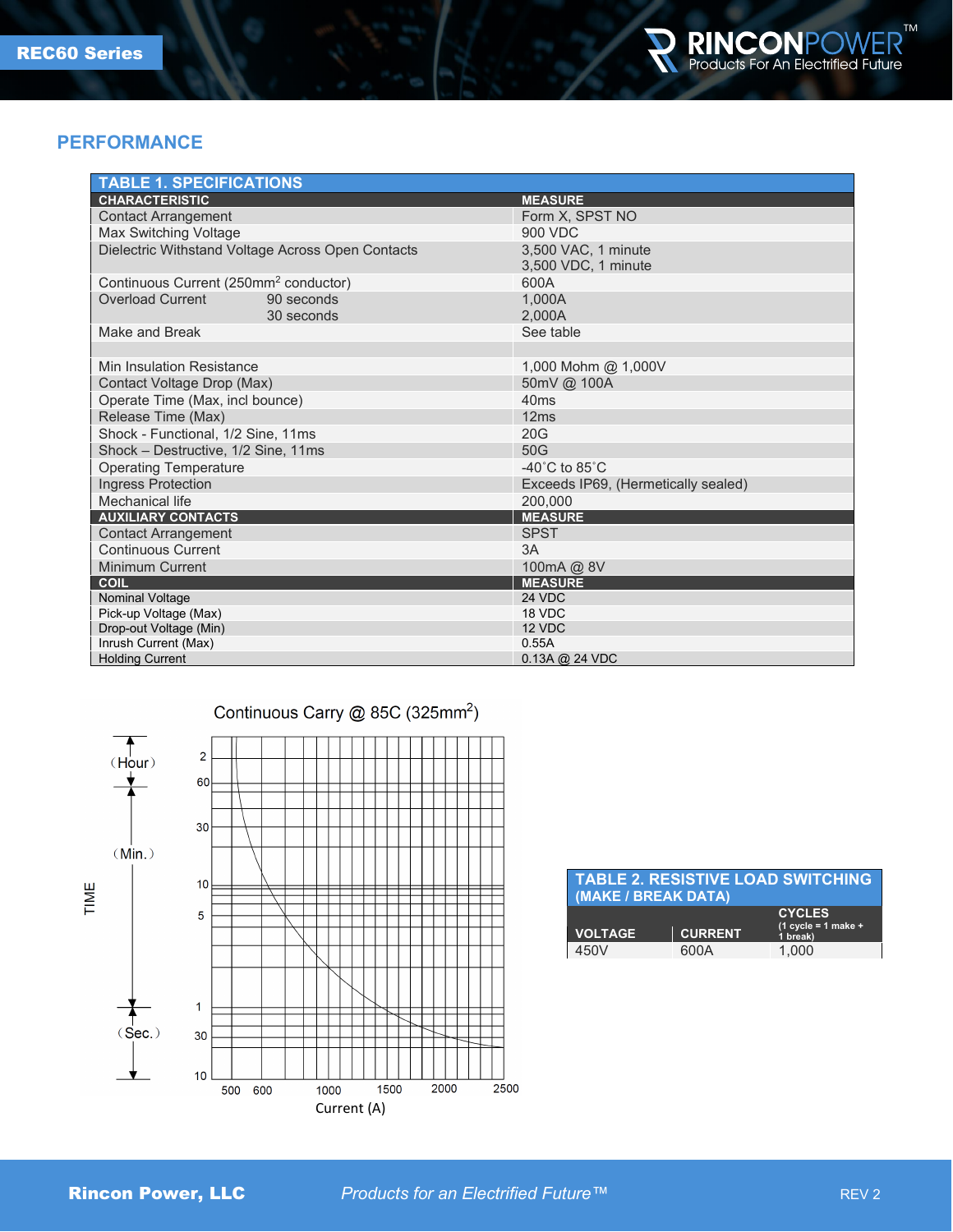## PERFORMANCE

| TABLE 1. SPECIFICATIONS | |
|---|---|
| **CHARACTERISTIC** | **MEASURE** |
| Contact Arrangement | Form X, SPST NO |
| Max Switching Voltage | 900 VDC |
| Dielectric Withstand Voltage Across Open Contacts | 3,500 VAC, 1 minute<br>3,500 VDC, 1 minute |
| Continuous Current (250mm$^2$ conductor) | 600A |
| Overload Current 90 seconds<br>30 seconds | 1,000A<br>2,000A |
| Make and Break | See table |
| | |
| Min Insulation Resistance | 1,000 Mohm @ 1,000V |
| Contact Voltage Drop (Max) | 50mV @ 100A |
| Operate Time (Max, incl bounce) | 40ms |
| Release Time (Max) | 12ms |
| Shock - Functional, 1/2 Sine, 11ms | 20G |
| Shock – Destructive, 1/2 Sine, 11ms | 50G |
| Operating Temperature | -40˚C to 85˚C |
| Ingress Protection | Exceeds IP69, (Hermetically sealed) |
| Mechanical life | 200,000 |
| **AUXILIARY CONTACTS** | **MEASURE** |
| Contact Arrangement | SPST |
| Continuous Current | 3A |
| Minimum Current | 100mA @ 8V |
| **COIL** | **MEASURE** |
| Nominal Voltage | 24 VDC |
| Pick-up Voltage (Max) | 18 VDC |
| Drop-out Voltage (Min) | 12 VDC |
| Inrush Current (Max) | 0.55A |
| Holding Current | 0.13A @ 24 VDC |

Continuous Carry @ 85C (325mm$^2$)

| TABLE 2. RESISTIVE LOAD SWITCHING (MAKE / BREAK DATA) | | |
|---|---|---|
| **VOLTAGE** | **CURRENT** | **CYCLES** (1 cycle = 1 make + 1 break) |
| 450V | 600A | 1,000 |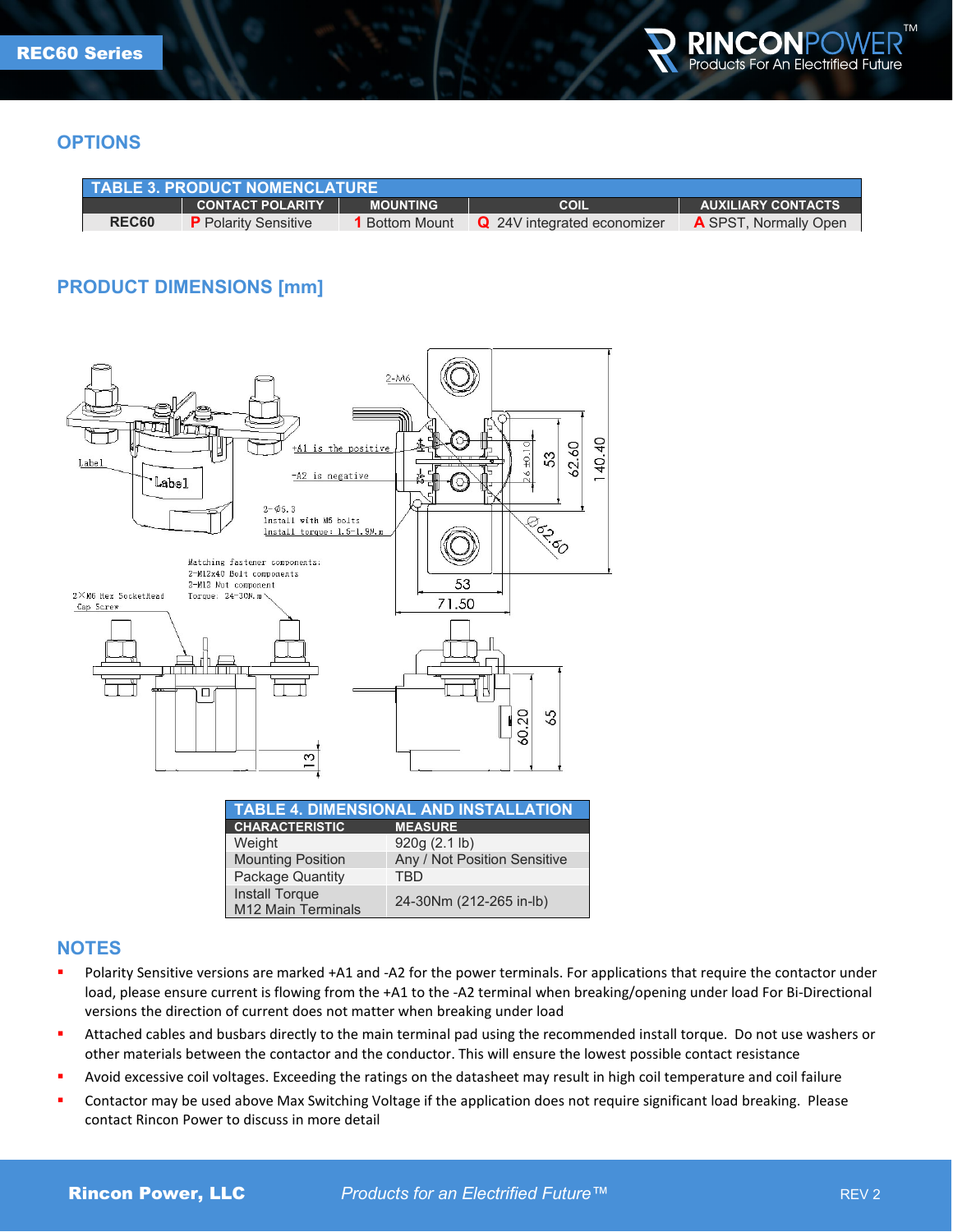## OPTIONS

| TABLE 3. PRODUCT NOMENCLATURE | | | | |
|---|---|---|---|---|
| | CONTACT POLARITY | MOUNTING | COIL | AUXILIARY CONTACTS |
| REC60 | P Polarity Sensitive | 1 Bottom Mount | Q 24V integrated economizer | A SPST, Normally Open |

## PRODUCT DIMENSIONS [mm]

2-M6
+A1 is the positive
-A2 is negative
Label
Label
2-Ø6.3
Install with M6 bolts
Install torque: 1.5-1.9N.m
Matching fastener components:
2-M12x40 Bolt components
2-M12 Nut component
Torque: 24-30N.m
2×M6 Hex SocketHead Cap Screw
26 ±0.10
53
62.60
140.40
Ø62.60
53
71.50
13
60.20
65

| TABLE 4. DIMENSIONAL AND INSTALLATION | |
|---|---|
| CHARACTERISTIC | MEASURE |
| Weight | 920g (2.1 lb) |
| Mounting Position | Any / Not Position Sensitive |
| Package Quantity | TBD |
| Install Torque M12 Main Terminals | 24-30Nm (212-265 in-lb) |

## NOTES

- Polarity Sensitive versions are marked +A1 and -A2 for the power terminals. For applications that require the contactor under load, please ensure current is flowing from the +A1 to the -A2 terminal when breaking/opening under load For Bi-Directional versions the direction of current does not matter when breaking under load
- Attached cables and busbars directly to the main terminal pad using the recommended install torque. Do not use washers or other materials between the contactor and the conductor. This will ensure the lowest possible contact resistance
- Avoid excessive coil voltages. Exceeding the ratings on the datasheet may result in high coil temperature and coil failure
- Contactor may be used above Max Switching Voltage if the application does not require significant load breaking. Please contact Rincon Power to discuss in more detail